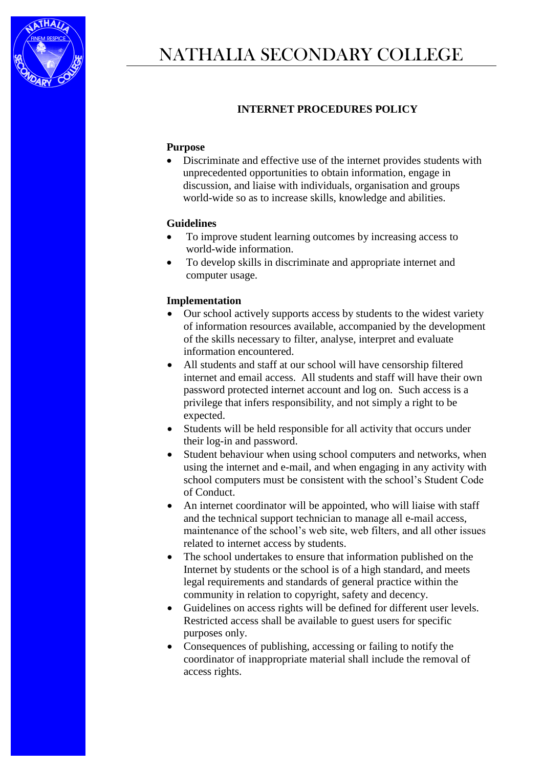# NATHALIA SECONDARY COLLEGE

## INTERNET PROCEDURES POLICY

**Purpose**

- Discriminate and effective use of the internet provides students with unprecedented opportunities to obtain information, engage in discussion, and liaise with individuals, organisation and groups world-wide so as to increase skills, knowledge and abilities.

**Guidelines**

- To improve student learning outcomes by increasing access to world-wide information.
- To develop skills in discriminate and appropriate internet and computer usage.

**Implementation**

- Our school actively supports access by students to the widest variety of information resources available, accompanied by the development of the skills necessary to filter, analyse, interpret and evaluate information encountered.
- All students and staff at our school will have censorship filtered internet and email access. All students and staff will have their own password protected internet account and log on. Such access is a privilege that infers responsibility, and not simply a right to be expected.
- Students will be held responsible for all activity that occurs under their log-in and password.
- Student behaviour when using school computers and networks, when using the internet and e-mail, and when engaging in any activity with school computers must be consistent with the school's Student Code of Conduct.
- An internet coordinator will be appointed, who will liaise with staff and the technical support technician to manage all e-mail access, maintenance of the school's web site, web filters, and all other issues related to internet access by students.
- The school undertakes to ensure that information published on the Internet by students or the school is of a high standard, and meets legal requirements and standards of general practice within the community in relation to copyright, safety and decency.
- Guidelines on access rights will be defined for different user levels. Restricted access shall be available to guest users for specific purposes only.
- Consequences of publishing, accessing or failing to notify the coordinator of inappropriate material shall include the removal of access rights.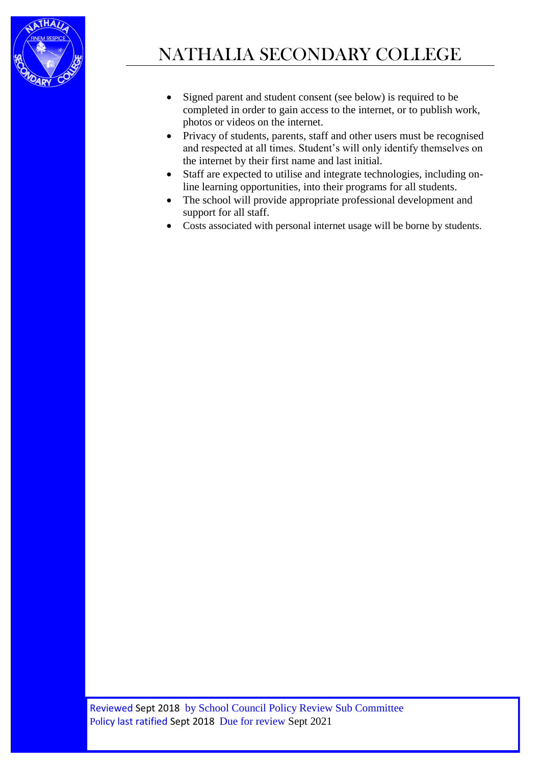- Signed parent and student consent (see below) is required to be completed in order to gain access to the internet, or to publish work, photos or videos on the internet.
- Privacy of students, parents, staff and other users must be recognised and respected at all times. Student's will only identify themselves on the internet by their first name and last initial.
- Staff are expected to utilise and integrate technologies, including on-line learning opportunities, into their programs for all students.
- The school will provide appropriate professional development and support for all staff.
- Costs associated with personal internet usage will be borne by students.

Reviewed Sept 2018 by School Council Policy Review Sub Committee
Policy last ratified Sept 2018 Due for review Sept 2021